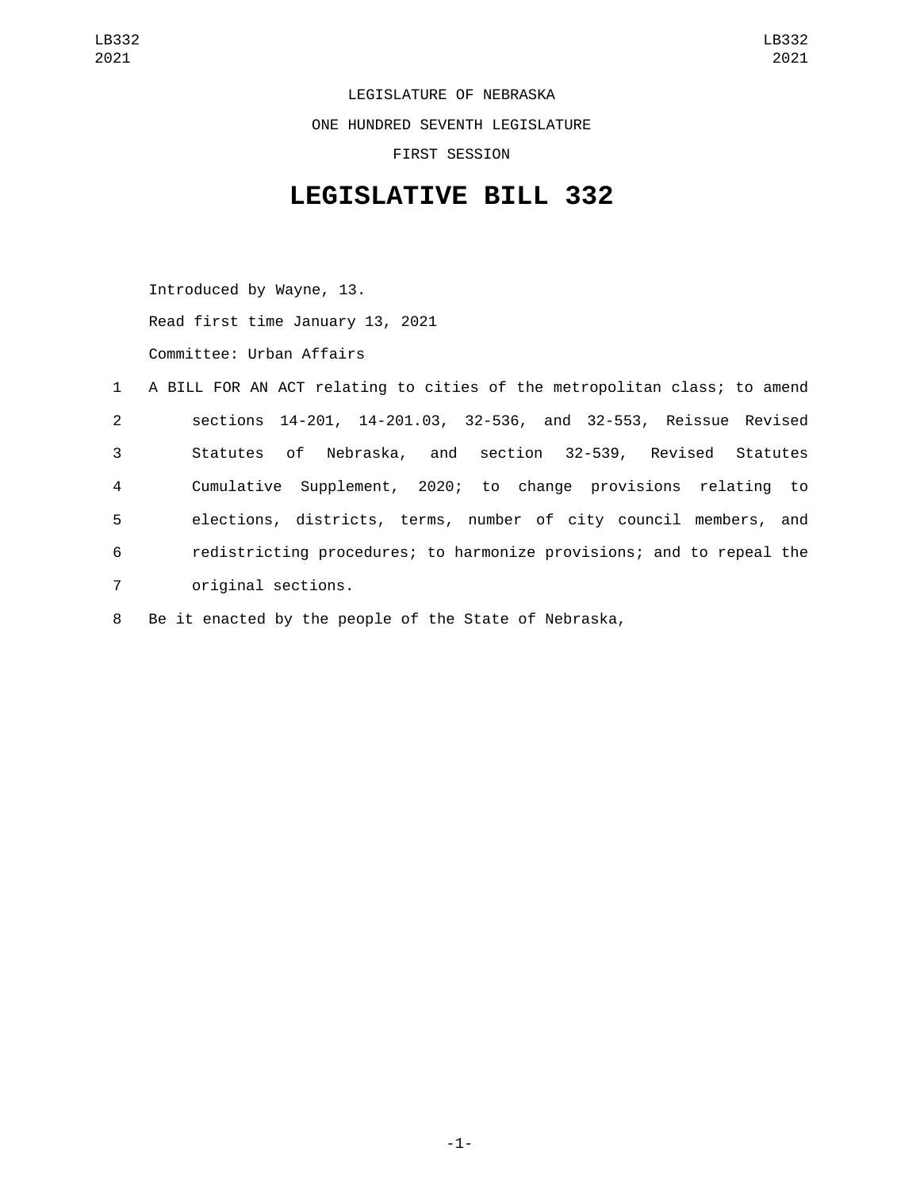LEGISLATURE OF NEBRASKA

ONE HUNDRED SEVENTH LEGISLATURE

FIRST SESSION

# LEGISLATIVE BILL 332

Introduced by Wayne, 13.

Read first time January 13, 2021

Committee: Urban Affairs

A BILL FOR AN ACT relating to cities of the metropolitan class; to amend sections 14-201, 14-201.03, 32-536, and 32-553, Reissue Revised Statutes of Nebraska, and section 32-539, Revised Statutes Cumulative Supplement, 2020; to change provisions relating to elections, districts, terms, number of city council members, and redistricting procedures; to harmonize provisions; and to repeal the original sections.

Be it enacted by the people of the State of Nebraska,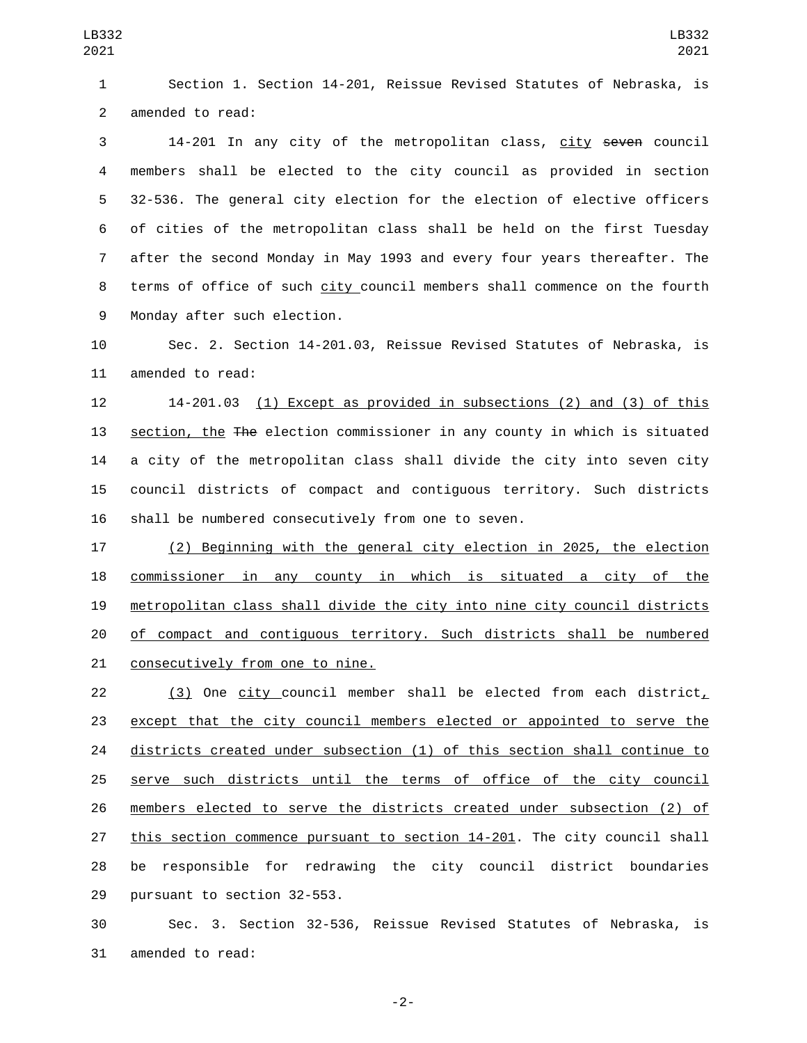Section 1. Section 14-201, Reissue Revised Statutes of Nebraska, is amended to read:

14-201 In any city of the metropolitan class, city ~~seven~~ council members shall be elected to the city council as provided in section 32-536. The general city election for the election of elective officers of cities of the metropolitan class shall be held on the first Tuesday after the second Monday in May 1993 and every four years thereafter. The terms of office of such city council members shall commence on the fourth Monday after such election.

Sec. 2. Section 14-201.03, Reissue Revised Statutes of Nebraska, is amended to read:

14-201.03 (1) Except as provided in subsections (2) and (3) of this section, the ~~The~~ election commissioner in any county in which is situated a city of the metropolitan class shall divide the city into seven city council districts of compact and contiguous territory. Such districts shall be numbered consecutively from one to seven.

(2) Beginning with the general city election in 2025, the election commissioner in any county in which is situated a city of the metropolitan class shall divide the city into nine city council districts of compact and contiguous territory. Such districts shall be numbered consecutively from one to nine.

(3) One city council member shall be elected from each district, except that the city council members elected or appointed to serve the districts created under subsection (1) of this section shall continue to serve such districts until the terms of office of the city council members elected to serve the districts created under subsection (2) of this section commence pursuant to section 14-201. The city council shall be responsible for redrawing the city council district boundaries pursuant to section 32-553.

Sec. 3. Section 32-536, Reissue Revised Statutes of Nebraska, is amended to read: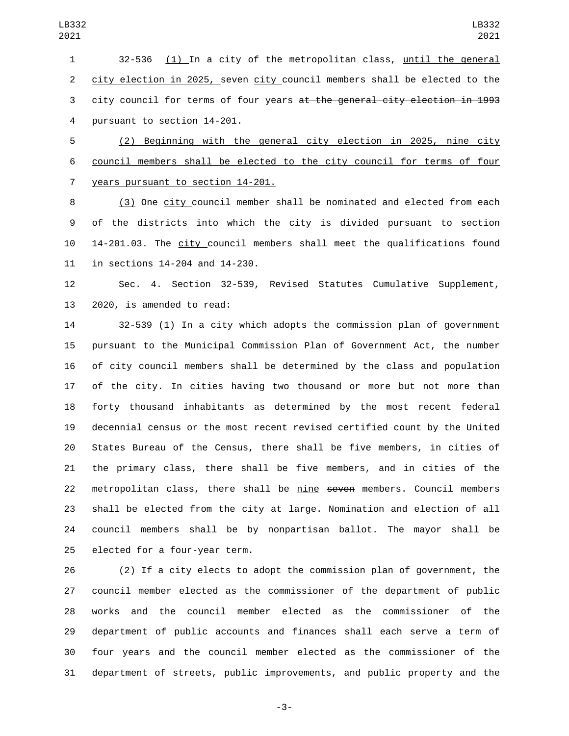32-536 (1) In a city of the metropolitan class, until the general city election in 2025, seven city council members shall be elected to the city council for terms of four years ~~at the general city election in 1993~~ pursuant to section 14-201.

(2) Beginning with the general city election in 2025, nine city council members shall be elected to the city council for terms of four years pursuant to section 14-201.

(3) One city council member shall be nominated and elected from each of the districts into which the city is divided pursuant to section 14-201.03. The city council members shall meet the qualifications found in sections 14-204 and 14-230.

Sec. 4. Section 32-539, Revised Statutes Cumulative Supplement, 2020, is amended to read:

32-539 (1) In a city which adopts the commission plan of government pursuant to the Municipal Commission Plan of Government Act, the number of city council members shall be determined by the class and population of the city. In cities having two thousand or more but not more than forty thousand inhabitants as determined by the most recent federal decennial census or the most recent revised certified count by the United States Bureau of the Census, there shall be five members, in cities of the primary class, there shall be five members, and in cities of the metropolitan class, there shall be nine ~~seven~~ members. Council members shall be elected from the city at large. Nomination and election of all council members shall be by nonpartisan ballot. The mayor shall be elected for a four-year term.

(2) If a city elects to adopt the commission plan of government, the council member elected as the commissioner of the department of public works and the council member elected as the commissioner of the department of public accounts and finances shall each serve a term of four years and the council member elected as the commissioner of the department of streets, public improvements, and public property and the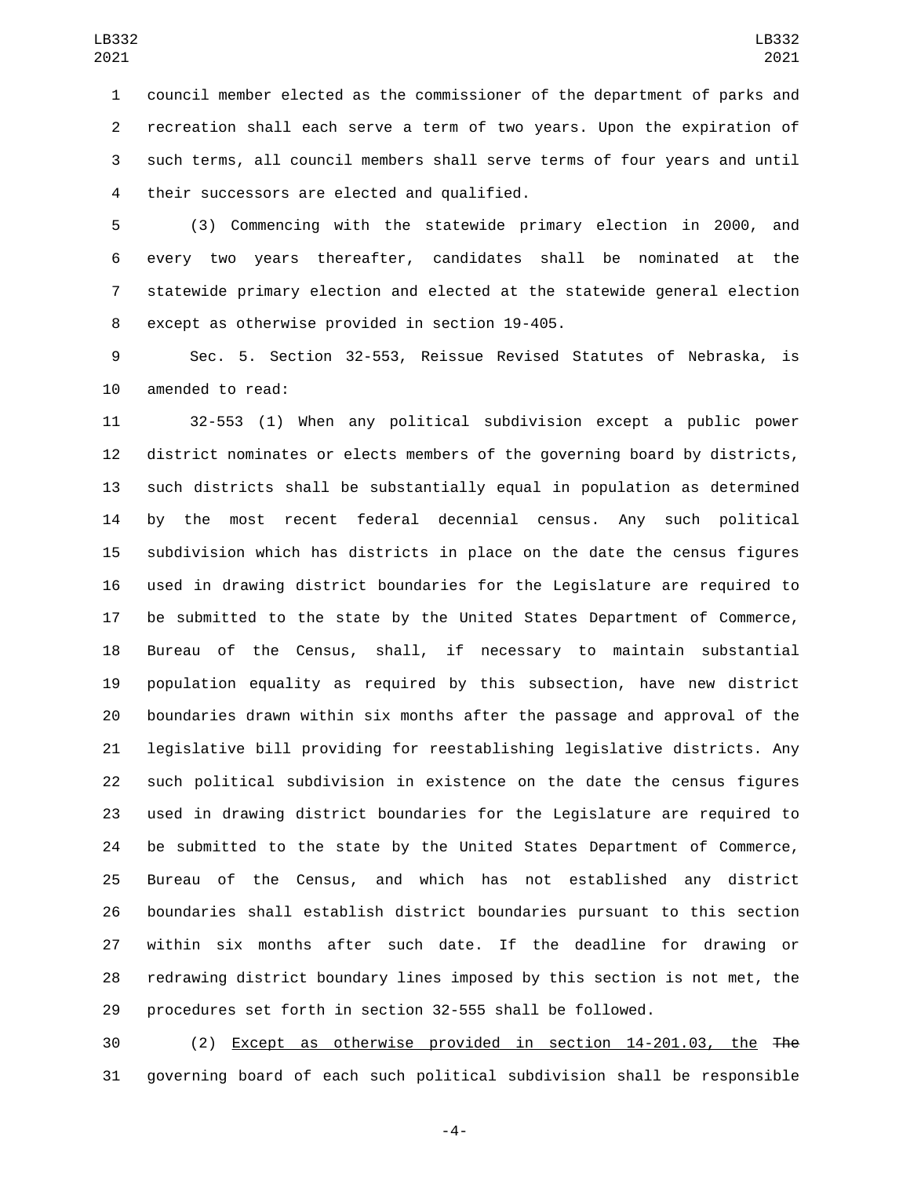council member elected as the commissioner of the department of parks and recreation shall each serve a term of two years. Upon the expiration of such terms, all council members shall serve terms of four years and until their successors are elected and qualified.

(3) Commencing with the statewide primary election in 2000, and every two years thereafter, candidates shall be nominated at the statewide primary election and elected at the statewide general election except as otherwise provided in section 19-405.

Sec. 5. Section 32-553, Reissue Revised Statutes of Nebraska, is amended to read:

32-553 (1) When any political subdivision except a public power district nominates or elects members of the governing board by districts, such districts shall be substantially equal in population as determined by the most recent federal decennial census. Any such political subdivision which has districts in place on the date the census figures used in drawing district boundaries for the Legislature are required to be submitted to the state by the United States Department of Commerce, Bureau of the Census, shall, if necessary to maintain substantial population equality as required by this subsection, have new district boundaries drawn within six months after the passage and approval of the legislative bill providing for reestablishing legislative districts. Any such political subdivision in existence on the date the census figures used in drawing district boundaries for the Legislature are required to be submitted to the state by the United States Department of Commerce, Bureau of the Census, and which has not established any district boundaries shall establish district boundaries pursuant to this section within six months after such date. If the deadline for drawing or redrawing district boundary lines imposed by this section is not met, the procedures set forth in section 32-555 shall be followed.

(2) Except as otherwise provided in section 14-201.03, the ~~The~~ governing board of each such political subdivision shall be responsible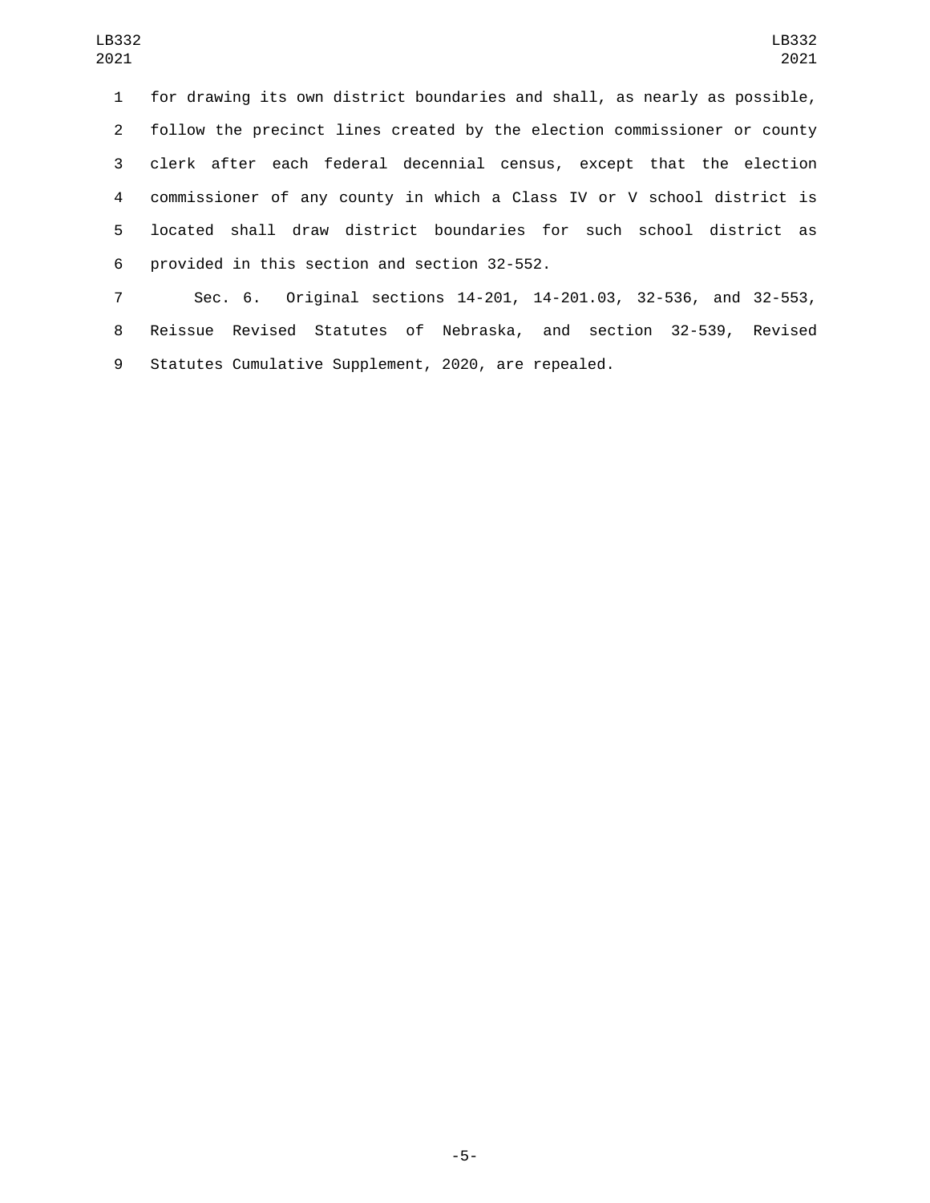for drawing its own district boundaries and shall, as nearly as possible, follow the precinct lines created by the election commissioner or county clerk after each federal decennial census, except that the election commissioner of any county in which a Class IV or V school district is located shall draw district boundaries for such school district as provided in this section and section 32-552.

Sec. 6. Original sections 14-201, 14-201.03, 32-536, and 32-553, Reissue Revised Statutes of Nebraska, and section 32-539, Revised Statutes Cumulative Supplement, 2020, are repealed.